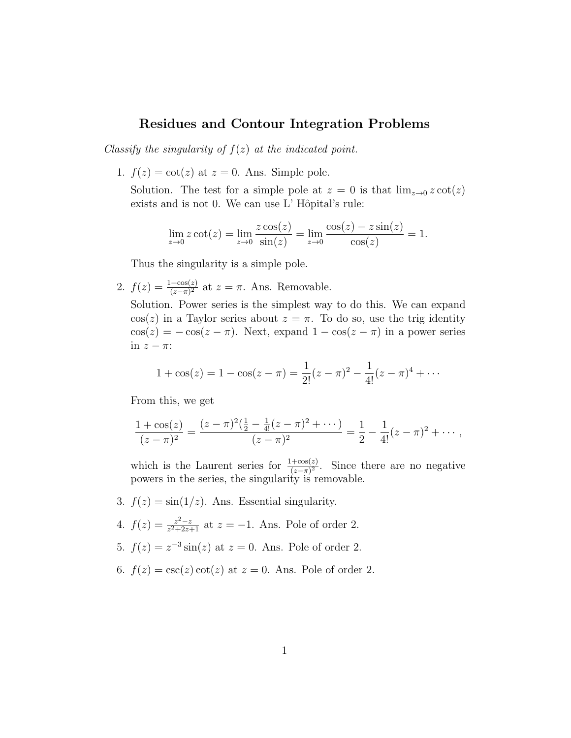# Residues and Contour Integration Problems

*Classify the singularity of $f(z)$ at the indicated point.*

1. $f(z) = \cot(z)$ at $z = 0$. Ans. Simple pole.

   Solution. The test for a simple pole at $z = 0$ is that $\lim_{z\to 0} z\cot(z)$ exists and is not 0. We can use L' Hôpital's rule:

   $$\lim_{z\to 0} z\cot(z) = \lim_{z\to 0} \frac{z\cos(z)}{\sin(z)} = \lim_{z\to 0} \frac{\cos(z) - z\sin(z)}{\cos(z)} = 1.$$

   Thus the singularity is a simple pole.

2. $f(z) = \frac{1+\cos(z)}{(z-\pi)^2}$ at $z = \pi$. Ans. Removable.

   Solution. Power series is the simplest way to do this. We can expand $\cos(z)$ in a Taylor series about $z = \pi$. To do so, use the trig identity $\cos(z) = -\cos(z - \pi)$. Next, expand $1 - \cos(z - \pi)$ in a power series in $z - \pi$:

   $$1 + \cos(z) = 1 - \cos(z - \pi) = \frac{1}{2!}(z - \pi)^2 - \frac{1}{4!}(z - \pi)^4 + \cdots$$

   From this, we get

   $$\frac{1 + \cos(z)}{(z - \pi)^2} = \frac{(z - \pi)^2(\frac{1}{2} - \frac{1}{4!}(z - \pi)^2 + \cdots)}{(z - \pi)^2} = \frac{1}{2} - \frac{1}{4!}(z - \pi)^2 + \cdots,$$

   which is the Laurent series for $\frac{1+\cos(z)}{(z-\pi)^2}$. Since there are no negative powers in the series, the singularity is removable.

3. $f(z) = \sin(1/z)$. Ans. Essential singularity.

4. $f(z) = \frac{z^2-z}{z^2+2z+1}$ at $z = -1$. Ans. Pole of order 2.

5. $f(z) = z^{-3}\sin(z)$ at $z = 0$. Ans. Pole of order 2.

6. $f(z) = \csc(z)\cot(z)$ at $z = 0$. Ans. Pole of order 2.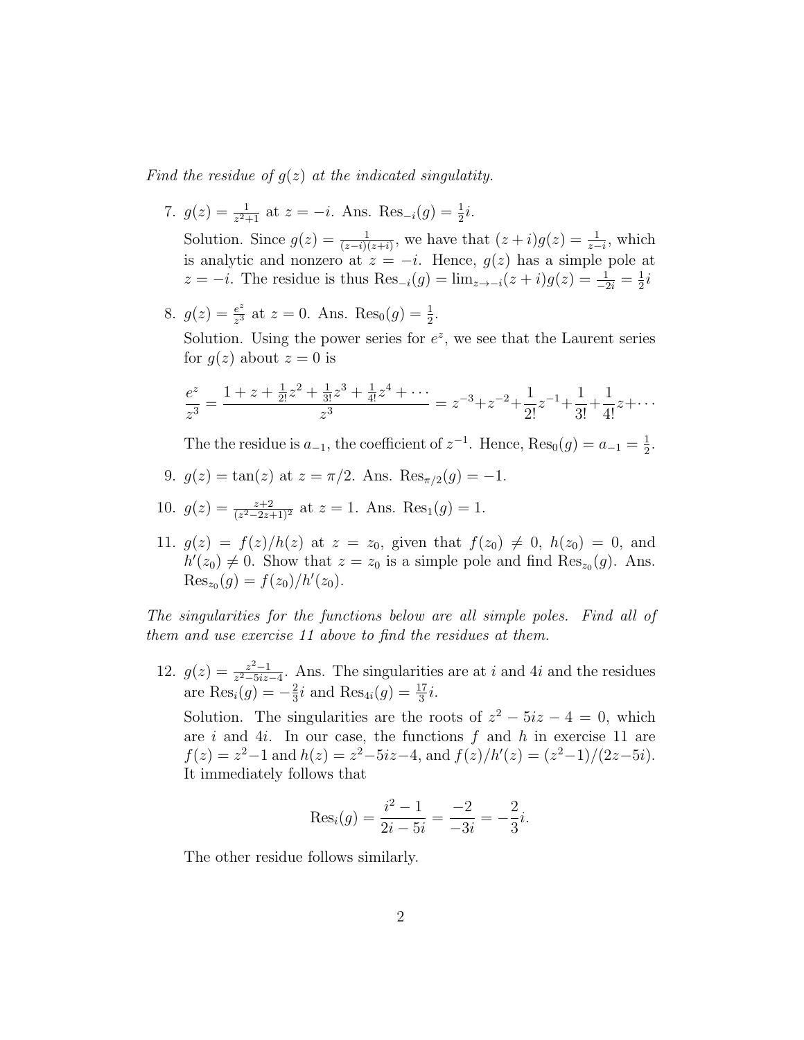*Find the residue of $g(z)$ at the indicated singulatity.*

7. $g(z) = \frac{1}{z^2+1}$ at $z = -i$. Ans. $\text{Res}_{-i}(g) = \frac{1}{2}i$.

   Solution. Since $g(z) = \frac{1}{(z-i)(z+i)}$, we have that $(z+i)g(z) = \frac{1}{z-i}$, which is analytic and nonzero at $z = -i$. Hence, $g(z)$ has a simple pole at $z = -i$. The residue is thus $\text{Res}_{-i}(g) = \lim_{z\to -i}(z+i)g(z) = \frac{1}{-2i} = \frac{1}{2}i$

8. $g(z) = \frac{e^z}{z^3}$ at $z = 0$. Ans. $\text{Res}_0(g) = \frac{1}{2}$.

   Solution. Using the power series for $e^z$, we see that the Laurent series for $g(z)$ about $z = 0$ is

   $$\frac{e^z}{z^3} = \frac{1 + z + \frac{1}{2!}z^2 + \frac{1}{3!}z^3 + \frac{1}{4!}z^4 + \cdots}{z^3} = z^{-3} + z^{-2} + \frac{1}{2!}z^{-1} + \frac{1}{3!} + \frac{1}{4!}z + \cdots$$

   The the residue is $a_{-1}$, the coefficient of $z^{-1}$. Hence, $\text{Res}_0(g) = a_{-1} = \frac{1}{2}$.

9. $g(z) = \tan(z)$ at $z = \pi/2$. Ans. $\text{Res}_{\pi/2}(g) = -1$.

10. $g(z) = \frac{z+2}{(z^2-2z+1)^2}$ at $z = 1$. Ans. $\text{Res}_1(g) = 1$.

11. $g(z) = f(z)/h(z)$ at $z = z_0$, given that $f(z_0) \neq 0$, $h(z_0) = 0$, and $h'(z_0) \neq 0$. Show that $z = z_0$ is a simple pole and find $\text{Res}_{z_0}(g)$. Ans. $\text{Res}_{z_0}(g) = f(z_0)/h'(z_0)$.

*The singularities for the functions below are all simple poles. Find all of them and use exercise 11 above to find the residues at them.*

12. $g(z) = \frac{z^2-1}{z^2-5iz-4}$. Ans. The singularities are at $i$ and $4i$ and the residues are $\text{Res}_i(g) = -\frac{2}{3}i$ and $\text{Res}_{4i}(g) = \frac{17}{3}i$.

    Solution. The singularities are the roots of $z^2 - 5iz - 4 = 0$, which are $i$ and $4i$. In our case, the functions $f$ and $h$ in exercise 11 are $f(z) = z^2 - 1$ and $h(z) = z^2 - 5iz - 4$, and $f(z)/h'(z) = (z^2-1)/(2z-5i)$. It immediately follows that

    $$\text{Res}_i(g) = \frac{i^2 - 1}{2i - 5i} = \frac{-2}{-3i} = -\frac{2}{3}i.$$

    The other residue follows similarly.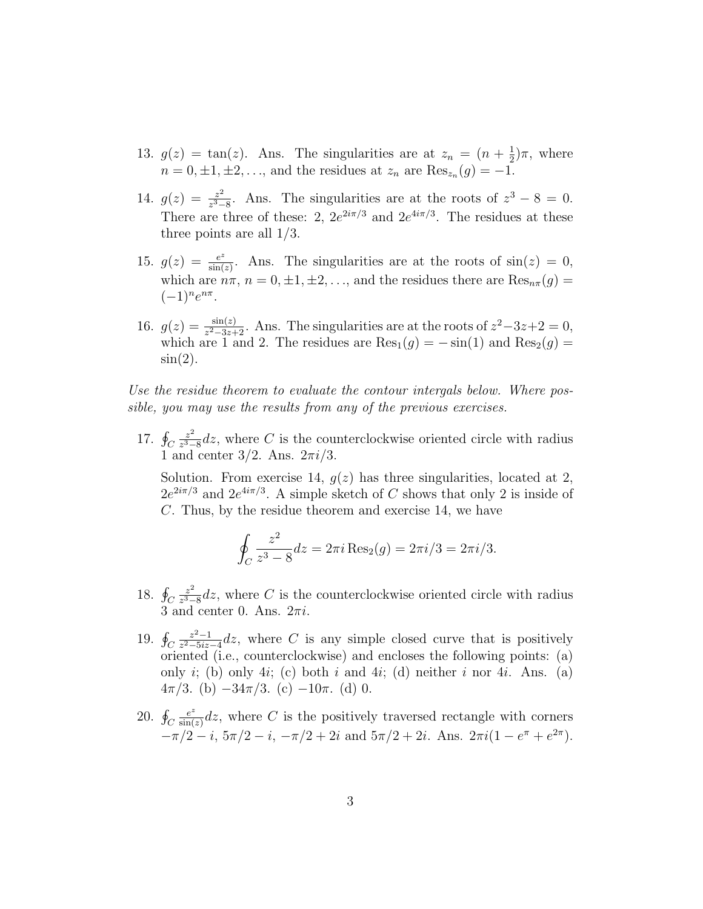13. $g(z) = \tan(z)$. Ans. The singularities are at $z_n = (n + \frac{1}{2})\pi$, where $n = 0, \pm 1, \pm 2, \ldots$, and the residues at $z_n$ are $\mathrm{Res}_{z_n}(g) = -1$.

14. $g(z) = \frac{z^2}{z^3 - 8}$. Ans. The singularities are at the roots of $z^3 - 8 = 0$. There are three of these: 2, $2e^{2i\pi/3}$ and $2e^{4i\pi/3}$. The residues at these three points are all 1/3.

15. $g(z) = \frac{e^z}{\sin(z)}$. Ans. The singularities are at the roots of $\sin(z) = 0$, which are $n\pi$, $n = 0, \pm 1, \pm 2, \ldots$, and the residues there are $\mathrm{Res}_{n\pi}(g) = (-1)^n e^{n\pi}$.

16. $g(z) = \frac{\sin(z)}{z^2 - 3z + 2}$. Ans. The singularities are at the roots of $z^2 - 3z + 2 = 0$, which are 1 and 2. The residues are $\mathrm{Res}_1(g) = -\sin(1)$ and $\mathrm{Res}_2(g) = \sin(2)$.

*Use the residue theorem to evaluate the contour intergals below. Where possible, you may use the results from any of the previous exercises.*

17. $\oint_C \frac{z^2}{z^3 - 8} dz$, where $C$ is the counterclockwise oriented circle with radius 1 and center 3/2. Ans. $2\pi i/3$.

    Solution. From exercise 14, $g(z)$ has three singularities, located at 2, $2e^{2i\pi/3}$ and $2e^{4i\pi/3}$. A simple sketch of $C$ shows that only 2 is inside of $C$. Thus, by the residue theorem and exercise 14, we have

$$\oint_C \frac{z^2}{z^3 - 8} dz = 2\pi i \,\mathrm{Res}_2(g) = 2\pi i/3 = 2\pi i/3.$$

18. $\oint_C \frac{z^2}{z^3 - 8} dz$, where $C$ is the counterclockwise oriented circle with radius 3 and center 0. Ans. $2\pi i$.

19. $\oint_C \frac{z^2 - 1}{z^2 - 5iz - 4} dz$, where $C$ is any simple closed curve that is positively oriented (i.e., counterclockwise) and encloses the following points: (a) only $i$; (b) only $4i$; (c) both $i$ and $4i$; (d) neither $i$ nor $4i$. Ans. (a) $4\pi/3$. (b) $-34\pi/3$. (c) $-10\pi$. (d) 0.

20. $\oint_C \frac{e^z}{\sin(z)} dz$, where $C$ is the positively traversed rectangle with corners $-\pi/2 - i$, $5\pi/2 - i$, $-\pi/2 + 2i$ and $5\pi/2 + 2i$. Ans. $2\pi i(1 - e^{\pi} + e^{2\pi})$.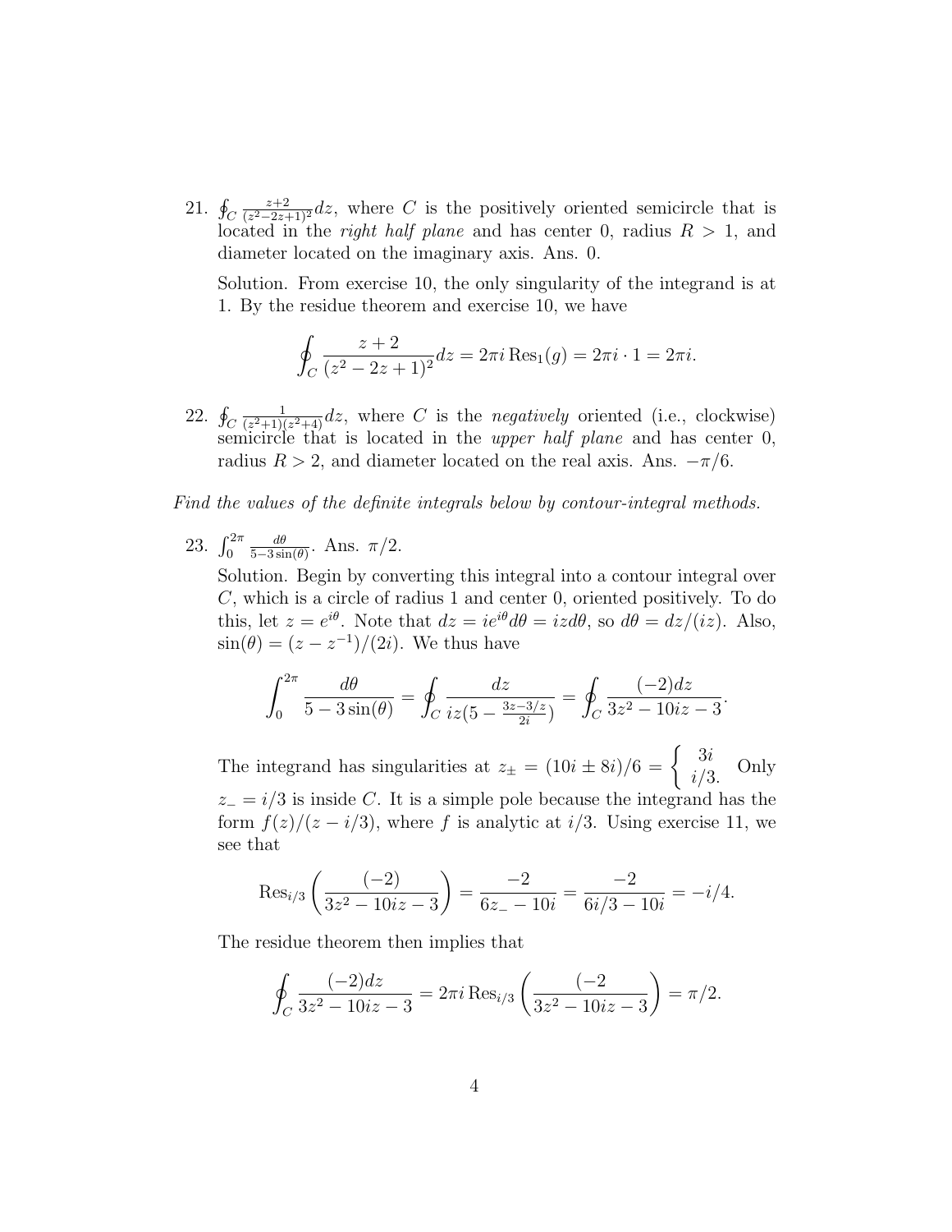21. $\oint_C \frac{z+2}{(z^2-2z+1)^2}dz$, where $C$ is the positively oriented semicircle that is located in the *right half plane* and has center 0, radius $R > 1$, and diameter located on the imaginary axis. Ans. 0.

    Solution. From exercise 10, the only singularity of the integrand is at 1. By the residue theorem and exercise 10, we have

    $$\oint_C \frac{z+2}{(z^2-2z+1)^2}dz = 2\pi i \operatorname{Res}_1(g) = 2\pi i \cdot 1 = 2\pi i.$$

22. $\oint_C \frac{1}{(z^2+1)(z^2+4)}dz$, where $C$ is the *negatively* oriented (i.e., clockwise) semicircle that is located in the *upper half plane* and has center 0, radius $R > 2$, and diameter located on the real axis. Ans. $-\pi/6$.

*Find the values of the definite integrals below by contour-integral methods.*

23. $\int_0^{2\pi} \frac{d\theta}{5-3\sin(\theta)}$. Ans. $\pi/2$.

    Solution. Begin by converting this integral into a contour integral over $C$, which is a circle of radius 1 and center 0, oriented positively. To do this, let $z = e^{i\theta}$. Note that $dz = ie^{i\theta}d\theta = izd\theta$, so $d\theta = dz/(iz)$. Also, $\sin(\theta) = (z - z^{-1})/(2i)$. We thus have

    $$\int_0^{2\pi} \frac{d\theta}{5-3\sin(\theta)} = \oint_C \frac{dz}{iz(5 - \frac{3z-3/z}{2i})} = \oint_C \frac{(-2)dz}{3z^2 - 10iz - 3}.$$

    The integrand has singularities at $z_\pm = (10i \pm 8i)/6 = \begin{cases} 3i \\ i/3. \end{cases}$ Only $z_- = i/3$ is inside $C$. It is a simple pole because the integrand has the form $f(z)/(z - i/3)$, where $f$ is analytic at $i/3$. Using exercise 11, we see that

    $$\operatorname{Res}_{i/3}\left(\frac{(-2)}{3z^2 - 10iz - 3}\right) = \frac{-2}{6z_- - 10i} = \frac{-2}{6i/3 - 10i} = -i/4.$$

    The residue theorem then implies that

    $$\oint_C \frac{(-2)dz}{3z^2 - 10iz - 3} = 2\pi i \operatorname{Res}_{i/3}\left(\frac{(-2}{3z^2 - 10iz - 3}\right) = \pi/2.$$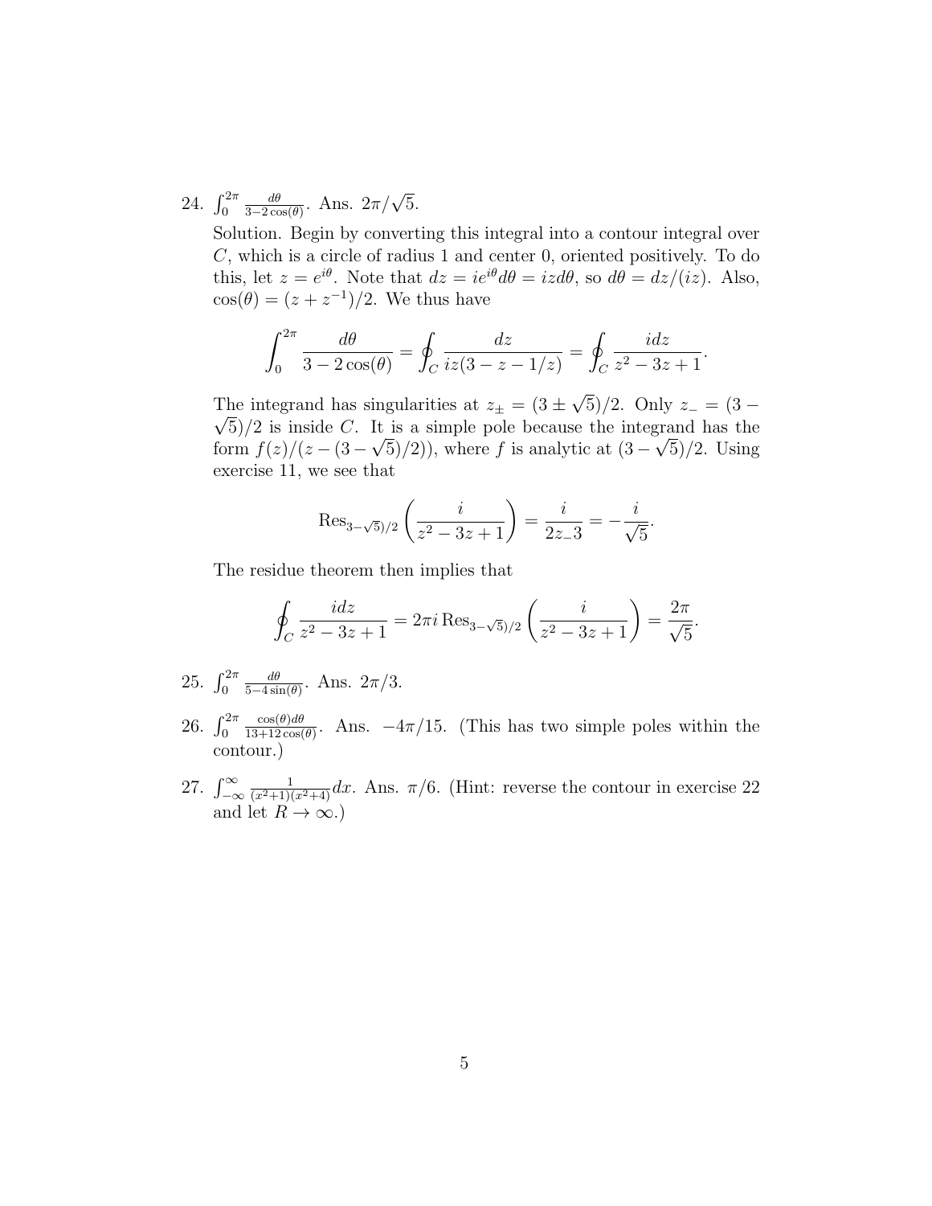24. $\int_0^{2\pi} \frac{d\theta}{3-2\cos(\theta)}$. Ans. $2\pi/\sqrt{5}$.

    Solution. Begin by converting this integral into a contour integral over $C$, which is a circle of radius 1 and center 0, oriented positively. To do this, let $z = e^{i\theta}$. Note that $dz = ie^{i\theta}d\theta = izd\theta$, so $d\theta = dz/(iz)$. Also, $\cos(\theta) = (z + z^{-1})/2$. We thus have

    $$\int_0^{2\pi} \frac{d\theta}{3 - 2\cos(\theta)} = \oint_C \frac{dz}{iz(3 - z - 1/z)} = \oint_C \frac{idz}{z^2 - 3z + 1}.$$

    The integrand has singularities at $z_\pm = (3 \pm \sqrt{5})/2$. Only $z_- = (3 - \sqrt{5})/2$ is inside $C$. It is a simple pole because the integrand has the form $f(z)/(z - (3 - \sqrt{5})/2))$, where $f$ is analytic at $(3 - \sqrt{5})/2$. Using exercise 11, we see that

    $$\operatorname{Res}_{3-\sqrt{5})/2}\left(\frac{i}{z^2 - 3z + 1}\right) = \frac{i}{2z_- 3} = -\frac{i}{\sqrt{5}}.$$

    The residue theorem then implies that

    $$\oint_C \frac{idz}{z^2 - 3z + 1} = 2\pi i \operatorname{Res}_{3-\sqrt{5})/2}\left(\frac{i}{z^2 - 3z + 1}\right) = \frac{2\pi}{\sqrt{5}}.$$

25. $\int_0^{2\pi} \frac{d\theta}{5-4\sin(\theta)}$. Ans. $2\pi/3$.

26. $\int_0^{2\pi} \frac{\cos(\theta)d\theta}{13+12\cos(\theta)}$. Ans. $-4\pi/15$. (This has two simple poles within the contour.)

27. $\int_{-\infty}^{\infty} \frac{1}{(x^2+1)(x^2+4)}dx$. Ans. $\pi/6$. (Hint: reverse the contour in exercise 22 and let $R \to \infty$.)